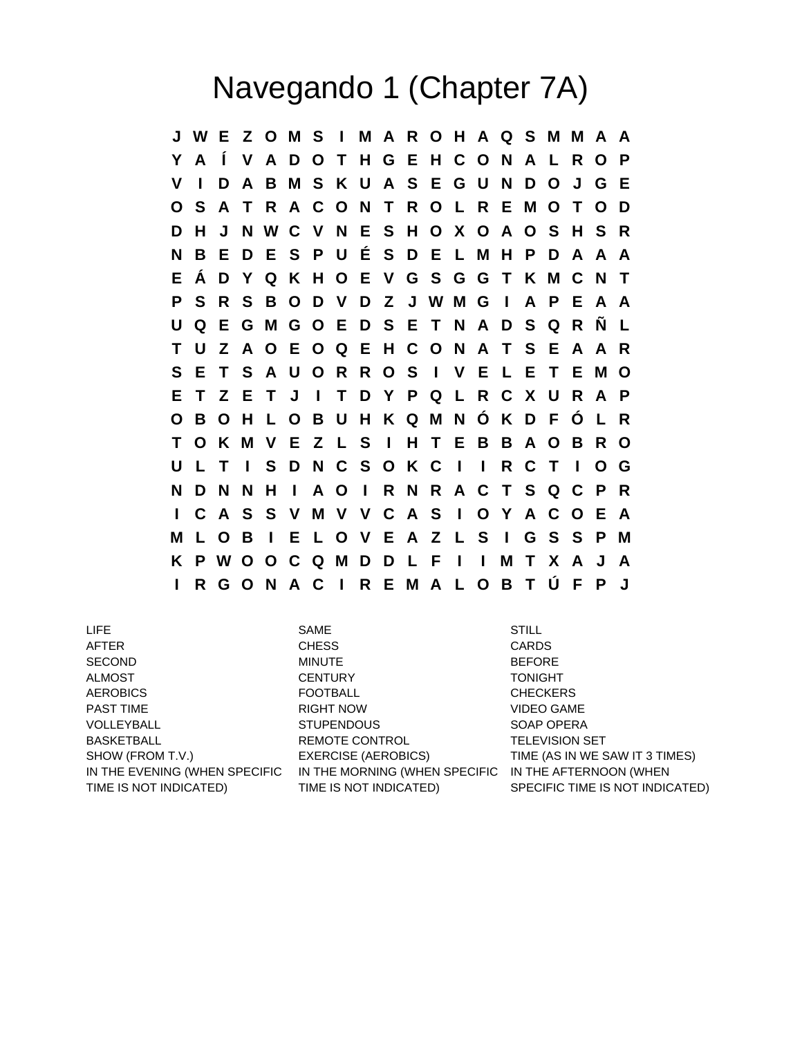# Navegando 1 (Chapter 7A)

```
J W E Z O M S I M A R O H A Q S M M A A
Y A Í V A D O T H G E H C O N A L R O P
V I D A B M S K U A S E G U N D O J G E
O S A T R A C O N T R O L R E M O T O D
D H J N W C V N E S H O X O A O S H S R
N B E D E S P U É S D E L M H P D A A A
E Á D Y Q K H O E V G S G G T K M C N T
P S R S B O D V D Z J W M G I A P E A A
U Q E G M G O E D S E T N A D S Q R Ñ L
T U Z A O E O Q E H C O N A T S E A A R
S E T S A U O R R O S I V E L E T E M O
E T Z E T J I T D Y P Q L R C X U R A P
O B O H L O B U H K Q M N Ó K D F Ó L R
T O K M V E Z L S I H T E B B A O B R O
U L T I S D N C S O K C I I R C T I O G
N D N N H I A O I R N R A C T S Q C P R
I C A S S V M V V C A S I O Y A C O E A
M L O B I E L O V E A Z L S I G S S P M
K P W O O C Q M D D L F I I M T X A J A
I R G O N A C I R E M A L O B T Ú F P J
```

| | | |
|---|---|---|
| LIFE | SAME | STILL |
| AFTER | CHESS | CARDS |
| SECOND | MINUTE | BEFORE |
| ALMOST | CENTURY | TONIGHT |
| AEROBICS | FOOTBALL | CHECKERS |
| PAST TIME | RIGHT NOW | VIDEO GAME |
| VOLLEYBALL | STUPENDOUS | SOAP OPERA |
| BASKETBALL | REMOTE CONTROL | TELEVISION SET |
| SHOW (FROM T.V.) | EXERCISE (AEROBICS) | TIME (AS IN WE SAW IT 3 TIMES) |
| IN THE EVENING (WHEN SPECIFIC TIME IS NOT INDICATED) | IN THE MORNING (WHEN SPECIFIC TIME IS NOT INDICATED) | IN THE AFTERNOON (WHEN SPECIFIC TIME IS NOT INDICATED) |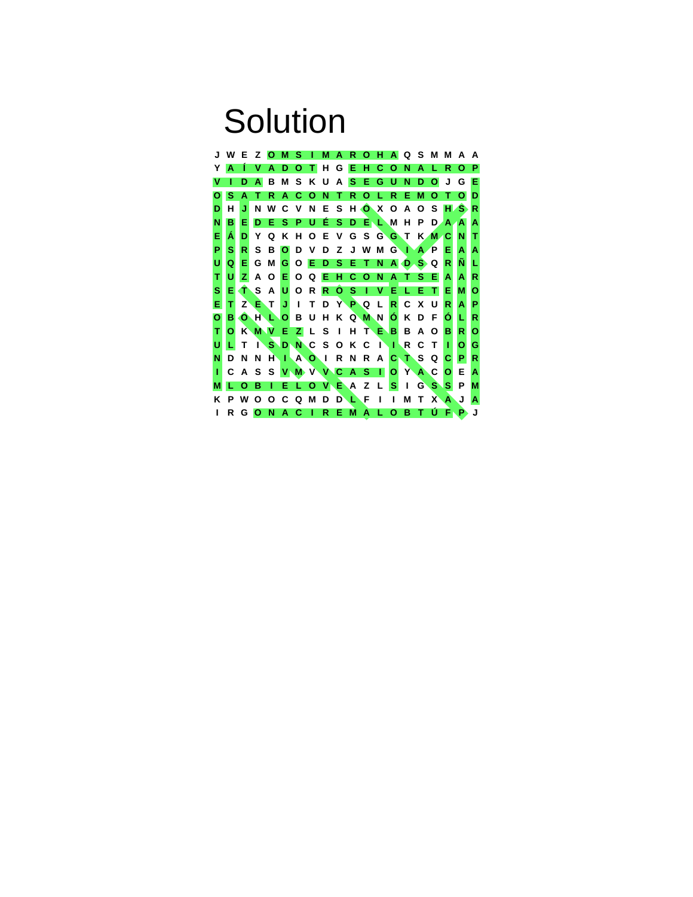# Solution

| | | | | | | | | | | | | | | | | | | | |
|---|---|---|---|---|---|---|---|---|---|---|---|---|---|---|---|---|---|---|---|
| J | W | E | Z | O | M | S | I | M | A | R | O | H | A | Q | S | M | M | A | A |
| Y | A | Í | V | A | D | O | T | H | G | E | H | C | O | N | A | L | R | O | P |
| V | I | D | A | B | M | S | K | U | A | S | E | G | U | N | D | O | J | G | E |
| O | S | A | T | R | A | C | O | N | T | R | O | L | R | E | M | O | T | O | D |
| D | H | J | N | W | C | V | N | E | S | H | O | X | O | A | O | S | H | S | R |
| N | B | E | D | E | S | P | U | É | S | D | E | L | M | H | P | D | A | A | A |
| E | Á | D | Y | Q | K | H | O | E | V | G | S | G | G | T | K | M | C | N | T |
| P | S | R | S | B | O | D | V | D | Z | J | W | M | G | I | A | P | E | A | A |
| U | Q | E | G | M | G | O | E | D | S | E | T | N | A | D | S | Q | R | Ñ | L |
| T | U | Z | A | O | E | O | Q | E | H | C | O | N | A | T | S | E | A | A | R |
| S | E | T | S | A | U | O | R | R | O | S | I | V | E | L | E | T | E | M | O |
| E | T | Z | E | T | J | I | T | D | Y | P | Q | L | R | C | X | U | R | A | P |
| O | B | O | H | L | O | B | U | H | K | Q | M | N | Ó | K | D | F | Ó | L | R |
| T | O | K | M | V | E | Z | L | S | I | H | T | E | B | B | A | O | B | R | O |
| U | L | T | I | S | D | N | C | S | O | K | C | I | I | R | C | T | I | O | G |
| N | D | N | N | H | I | A | O | I | R | N | R | A | C | T | S | Q | C | P | R |
| I | C | A | S | S | V | M | V | V | C | A | S | I | O | Y | A | C | O | E | A |
| M | L | O | B | I | E | L | O | V | E | A | Z | L | S | I | G | S | S | P | M |
| K | P | W | O | O | C | Q | M | D | D | L | F | I | I | M | T | X | A | J | A |
| I | R | G | O | N | A | C | I | R | E | M | A | L | O | B | T | Ú | F | P | J |